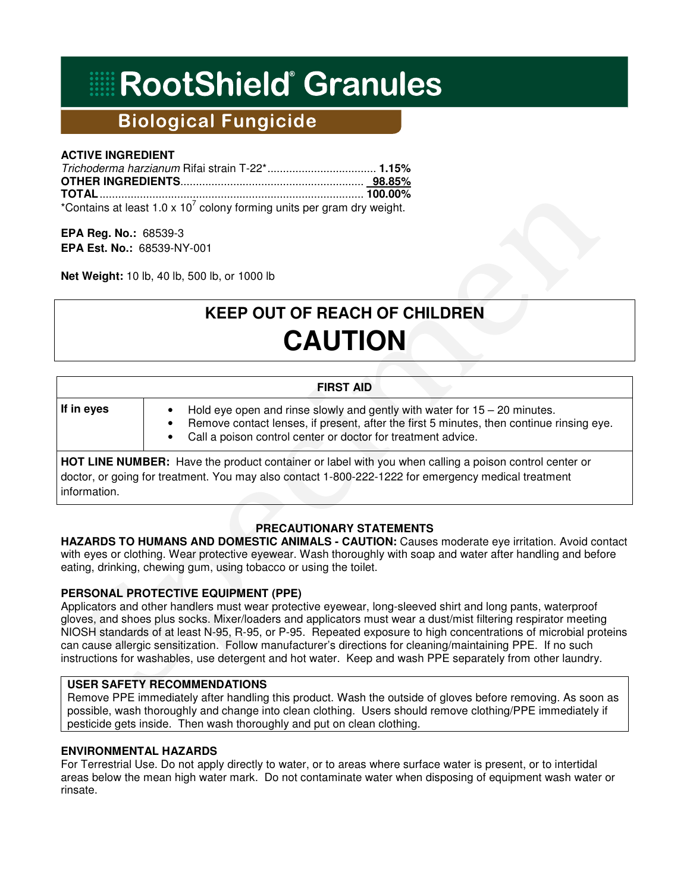# RootShield® Granules

## Biological Fungicide

**ACTIVE INGREDIENT**
*Trichoderma harzianum* Rifai strain T-22*.................................. **1.15%**
**OTHER INGREDIENTS**.......................................................... **98.85%**
**TOTAL**.................................................................................... **100.00%**
*Contains at least 1.0 x $10^7$ colony forming units per gram dry weight.

**EPA Reg. No.:** 68539-3
**EPA Est. No.:** 68539-NY-001

**Net Weight:** 10 lb, 40 lb, 500 lb, or 1000 lb

## KEEP OUT OF REACH OF CHILDREN
# CAUTION

| FIRST AID | |
|---|---|
| **If in eyes** | • Hold eye open and rinse slowly and gently with water for 15 – 20 minutes.<br>• Remove contact lenses, if present, after the first 5 minutes, then continue rinsing eye.<br>• Call a poison control center or doctor for treatment advice. |
| **HOT LINE NUMBER:** Have the product container or label with you when calling a poison control center or doctor, or going for treatment. You may also contact 1-800-222-1222 for emergency medical treatment information. | |

### PRECAUTIONARY STATEMENTS

**HAZARDS TO HUMANS AND DOMESTIC ANIMALS - CAUTION:** Causes moderate eye irritation. Avoid contact with eyes or clothing. Wear protective eyewear. Wash thoroughly with soap and water after handling and before eating, drinking, chewing gum, using tobacco or using the toilet.

**PERSONAL PROTECTIVE EQUIPMENT (PPE)**
Applicators and other handlers must wear protective eyewear, long-sleeved shirt and long pants, waterproof gloves, and shoes plus socks. Mixer/loaders and applicators must wear a dust/mist filtering respirator meeting NIOSH standards of at least N-95, R-95, or P-95. Repeated exposure to high concentrations of microbial proteins can cause allergic sensitization. Follow manufacturer's directions for cleaning/maintaining PPE. If no such instructions for washables, use detergent and hot water. Keep and wash PPE separately from other laundry.

**USER SAFETY RECOMMENDATIONS**
Remove PPE immediately after handling this product. Wash the outside of gloves before removing. As soon as possible, wash thoroughly and change into clean clothing. Users should remove clothing/PPE immediately if pesticide gets inside. Then wash thoroughly and put on clean clothing.

**ENVIRONMENTAL HAZARDS**
For Terrestrial Use. Do not apply directly to water, or to areas where surface water is present, or to intertidal areas below the mean high water mark. Do not contaminate water when disposing of equipment wash water or rinsate.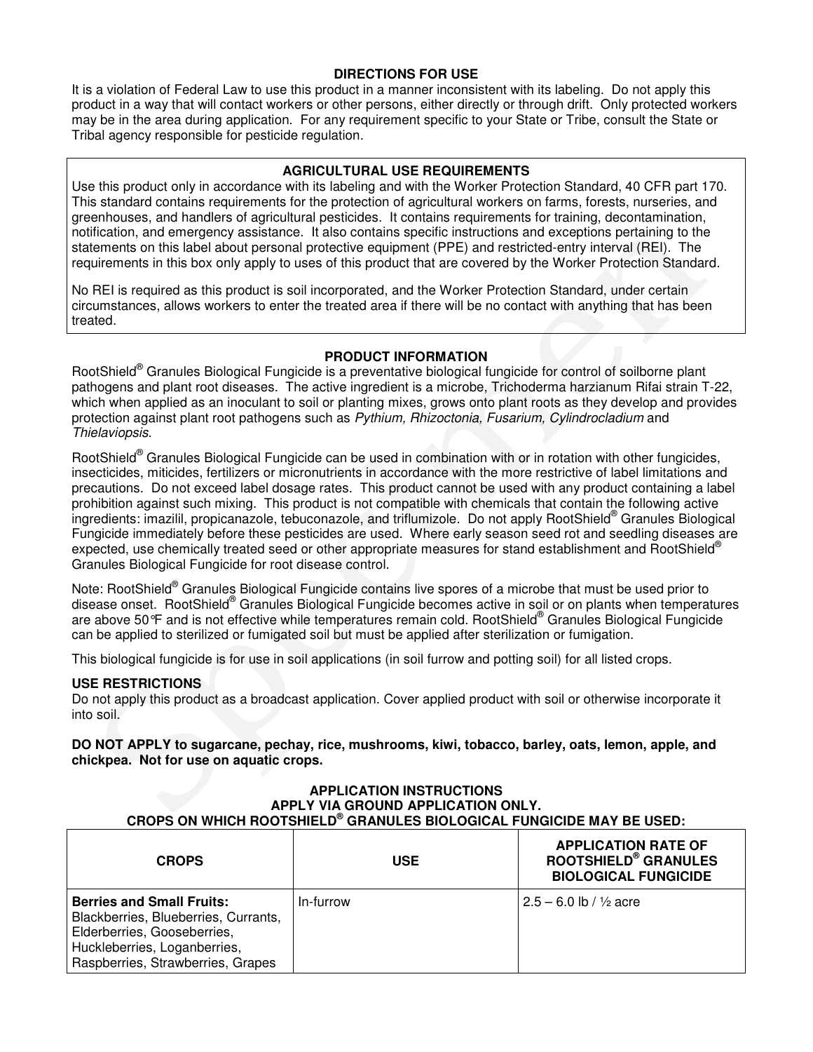## DIRECTIONS FOR USE

It is a violation of Federal Law to use this product in a manner inconsistent with its labeling. Do not apply this product in a way that will contact workers or other persons, either directly or through drift. Only protected workers may be in the area during application. For any requirement specific to your State or Tribe, consult the State or Tribal agency responsible for pesticide regulation.

### AGRICULTURAL USE REQUIREMENTS

Use this product only in accordance with its labeling and with the Worker Protection Standard, 40 CFR part 170. This standard contains requirements for the protection of agricultural workers on farms, forests, nurseries, and greenhouses, and handlers of agricultural pesticides. It contains requirements for training, decontamination, notification, and emergency assistance. It also contains specific instructions and exceptions pertaining to the statements on this label about personal protective equipment (PPE) and restricted-entry interval (REI). The requirements in this box only apply to uses of this product that are covered by the Worker Protection Standard.

No REI is required as this product is soil incorporated, and the Worker Protection Standard, under certain circumstances, allows workers to enter the treated area if there will be no contact with anything that has been treated.

## PRODUCT INFORMATION

RootShield® Granules Biological Fungicide is a preventative biological fungicide for control of soilborne plant pathogens and plant root diseases. The active ingredient is a microbe, Trichoderma harzianum Rifai strain T-22, which when applied as an inoculant to soil or planting mixes, grows onto plant roots as they develop and provides protection against plant root pathogens such as *Pythium, Rhizoctonia, Fusarium, Cylindrocladium* and *Thielaviopsis*.

RootShield® Granules Biological Fungicide can be used in combination with or in rotation with other fungicides, insecticides, miticides, fertilizers or micronutrients in accordance with the more restrictive of label limitations and precautions. Do not exceed label dosage rates. This product cannot be used with any product containing a label prohibition against such mixing. This product is not compatible with chemicals that contain the following active ingredients: imazilil, propicanazole, tebuconazole, and triflumizole. Do not apply RootShield® Granules Biological Fungicide immediately before these pesticides are used. Where early season seed rot and seedling diseases are expected, use chemically treated seed or other appropriate measures for stand establishment and RootShield® Granules Biological Fungicide for root disease control.

Note: RootShield® Granules Biological Fungicide contains live spores of a microbe that must be used prior to disease onset. RootShield® Granules Biological Fungicide becomes active in soil or on plants when temperatures are above 50°F and is not effective while temperatures remain cold. RootShield® Granules Biological Fungicide can be applied to sterilized or fumigated soil but must be applied after sterilization or fumigation.

This biological fungicide is for use in soil applications (in soil furrow and potting soil) for all listed crops.

**USE RESTRICTIONS**

Do not apply this product as a broadcast application. Cover applied product with soil or otherwise incorporate it into soil.

**DO NOT APPLY to sugarcane, pechay, rice, mushrooms, kiwi, tobacco, barley, oats, lemon, apple, and chickpea. Not for use on aquatic crops.**

### APPLICATION INSTRUCTIONS
### APPLY VIA GROUND APPLICATION ONLY.
### CROPS ON WHICH ROOTSHIELD® GRANULES BIOLOGICAL FUNGICIDE MAY BE USED:

| CROPS | USE | APPLICATION RATE OF ROOTSHIELD® GRANULES BIOLOGICAL FUNGICIDE |
|---|---|---|
| **Berries and Small Fruits:** Blackberries, Blueberries, Currants, Elderberries, Gooseberries, Huckleberries, Loganberries, Raspberries, Strawberries, Grapes | In-furrow | 2.5 – 6.0 lb / ½ acre |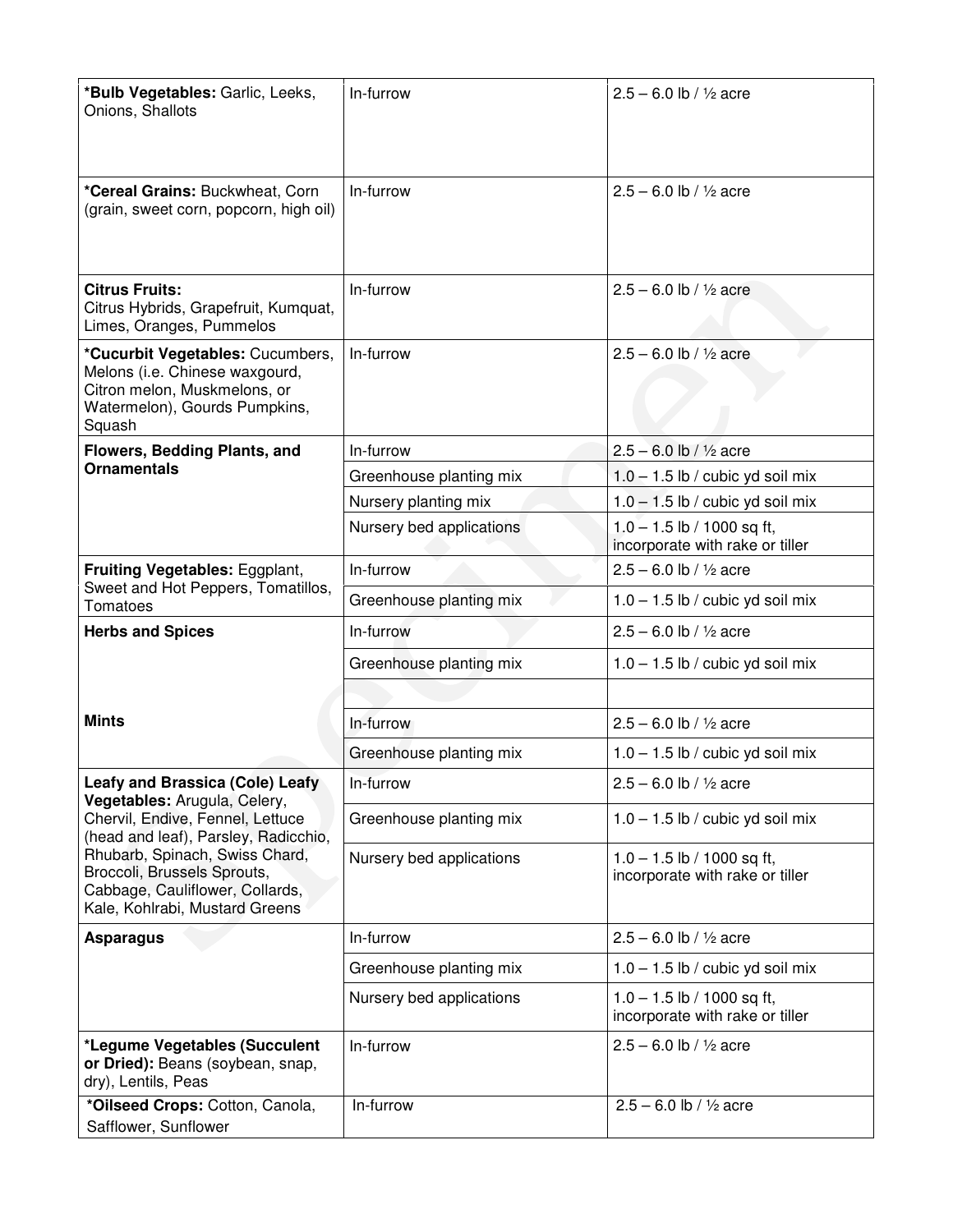| | | |
|---|---|---|
| ***Bulb Vegetables:** Garlic, Leeks, Onions, Shallots | In-furrow | 2.5 – 6.0 lb / ½ acre |
| ***Cereal Grains:** Buckwheat, Corn (grain, sweet corn, popcorn, high oil) | In-furrow | 2.5 – 6.0 lb / ½ acre |
| **Citrus Fruits:** Citrus Hybrids, Grapefruit, Kumquat, Limes, Oranges, Pummelos | In-furrow | 2.5 – 6.0 lb / ½ acre |
| ***Cucurbit Vegetables:** Cucumbers, Melons (i.e. Chinese waxgourd, Citron melon, Muskmelons, or Watermelon), Gourds Pumpkins, Squash | In-furrow | 2.5 – 6.0 lb / ½ acre |
| **Flowers, Bedding Plants, and Ornamentals** | In-furrow | 2.5 – 6.0 lb / ½ acre |
| | Greenhouse planting mix | 1.0 – 1.5 lb / cubic yd soil mix |
| | Nursery planting mix | 1.0 – 1.5 lb / cubic yd soil mix |
| | Nursery bed applications | 1.0 – 1.5 lb / 1000 sq ft, incorporate with rake or tiller |
| **Fruiting Vegetables:** Eggplant, Sweet and Hot Peppers, Tomatillos, Tomatoes | In-furrow | 2.5 – 6.0 lb / ½ acre |
| | Greenhouse planting mix | 1.0 – 1.5 lb / cubic yd soil mix |
| **Herbs and Spices** | In-furrow | 2.5 – 6.0 lb / ½ acre |
| | Greenhouse planting mix | 1.0 – 1.5 lb / cubic yd soil mix |
| | | |
| **Mints** | In-furrow | 2.5 – 6.0 lb / ½ acre |
| | Greenhouse planting mix | 1.0 – 1.5 lb / cubic yd soil mix |
| **Leafy and Brassica (Cole) Leafy Vegetables:** Arugula, Celery, Chervil, Endive, Fennel, Lettuce (head and leaf), Parsley, Radicchio, Rhubarb, Spinach, Swiss Chard, Broccoli, Brussels Sprouts, Cabbage, Cauliflower, Collards, Kale, Kohlrabi, Mustard Greens | In-furrow | 2.5 – 6.0 lb / ½ acre |
| | Greenhouse planting mix | 1.0 – 1.5 lb / cubic yd soil mix |
| | Nursery bed applications | 1.0 – 1.5 lb / 1000 sq ft, incorporate with rake or tiller |
| **Asparagus** | In-furrow | 2.5 – 6.0 lb / ½ acre |
| | Greenhouse planting mix | 1.0 – 1.5 lb / cubic yd soil mix |
| | Nursery bed applications | 1.0 – 1.5 lb / 1000 sq ft, incorporate with rake or tiller |
| ***Legume Vegetables (Succulent or Dried):** Beans (soybean, snap, dry), Lentils, Peas | In-furrow | 2.5 – 6.0 lb / ½ acre |
| ***Oilseed Crops:** Cotton, Canola, Safflower, Sunflower | In-furrow | 2.5 – 6.0 lb / ½ acre |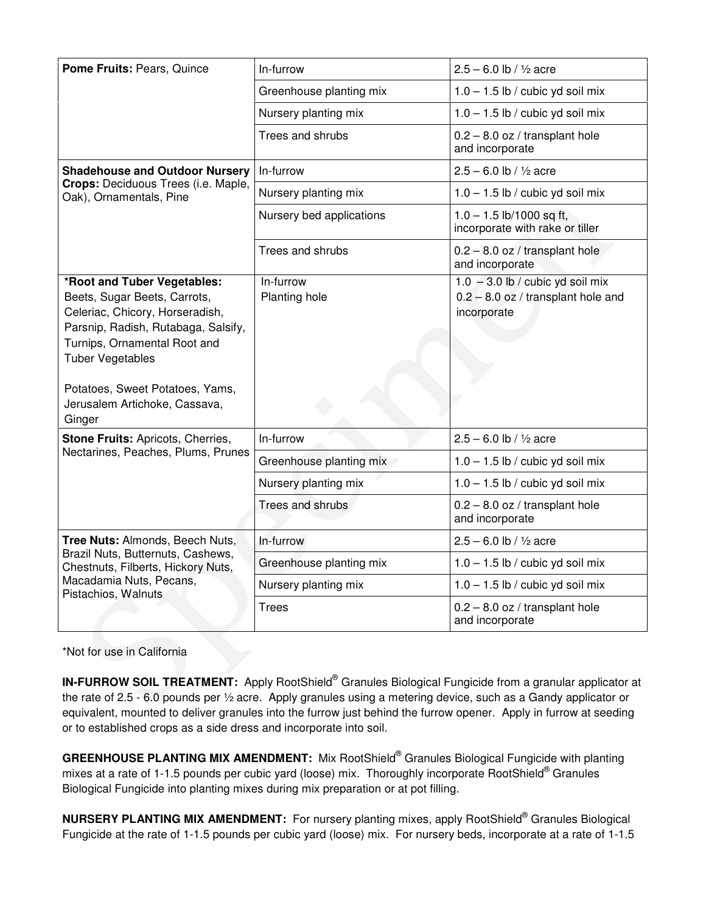| | | |
|---|---|---|
| **Pome Fruits:** Pears, Quince | In-furrow | 2.5 – 6.0 lb / ½ acre |
| | Greenhouse planting mix | 1.0 – 1.5 lb / cubic yd soil mix |
| | Nursery planting mix | 1.0 – 1.5 lb / cubic yd soil mix |
| | Trees and shrubs | 0.2 – 8.0 oz / transplant hole and incorporate |
| **Shadehouse and Outdoor Nursery Crops:** Deciduous Trees (i.e. Maple, Oak), Ornamentals, Pine | In-furrow | 2.5 – 6.0 lb / ½ acre |
| | Nursery planting mix | 1.0 – 1.5 lb / cubic yd soil mix |
| | Nursery bed applications | 1.0 – 1.5 lb/1000 sq ft, incorporate with rake or tiller |
| | Trees and shrubs | 0.2 – 8.0 oz / transplant hole and incorporate |
| **\*Root and Tuber Vegetables:** Beets, Sugar Beets, Carrots, Celeriac, Chicory, Horseradish, Parsnip, Radish, Rutabaga, Salsify, Turnips, Ornamental Root and Tuber Vegetables<br><br>Potatoes, Sweet Potatoes, Yams, Jerusalem Artichoke, Cassava, Ginger | In-furrow<br>Planting hole | 1.0 – 3.0 lb / cubic yd soil mix<br>0.2 – 8.0 oz / transplant hole and incorporate |
| **Stone Fruits:** Apricots, Cherries, Nectarines, Peaches, Plums, Prunes | In-furrow | 2.5 – 6.0 lb / ½ acre |
| | Greenhouse planting mix | 1.0 – 1.5 lb / cubic yd soil mix |
| | Nursery planting mix | 1.0 – 1.5 lb / cubic yd soil mix |
| | Trees and shrubs | 0.2 – 8.0 oz / transplant hole and incorporate |
| **Tree Nuts:** Almonds, Beech Nuts, Brazil Nuts, Butternuts, Cashews, Chestnuts, Filberts, Hickory Nuts, Macadamia Nuts, Pecans, Pistachios, Walnuts | In-furrow | 2.5 – 6.0 lb / ½ acre |
| | Greenhouse planting mix | 1.0 – 1.5 lb / cubic yd soil mix |
| | Nursery planting mix | 1.0 – 1.5 lb / cubic yd soil mix |
| | Trees | 0.2 – 8.0 oz / transplant hole and incorporate |

*Not for use in California

**IN-FURROW SOIL TREATMENT:** Apply RootShield® Granules Biological Fungicide from a granular applicator at the rate of 2.5 - 6.0 pounds per ½ acre. Apply granules using a metering device, such as a Gandy applicator or equivalent, mounted to deliver granules into the furrow just behind the furrow opener. Apply in furrow at seeding or to established crops as a side dress and incorporate into soil.

**GREENHOUSE PLANTING MIX AMENDMENT:** Mix RootShield® Granules Biological Fungicide with planting mixes at a rate of 1-1.5 pounds per cubic yard (loose) mix. Thoroughly incorporate RootShield® Granules Biological Fungicide into planting mixes during mix preparation or at pot filling.

**NURSERY PLANTING MIX AMENDMENT:** For nursery planting mixes, apply RootShield® Granules Biological Fungicide at the rate of 1-1.5 pounds per cubic yard (loose) mix. For nursery beds, incorporate at a rate of 1-1.5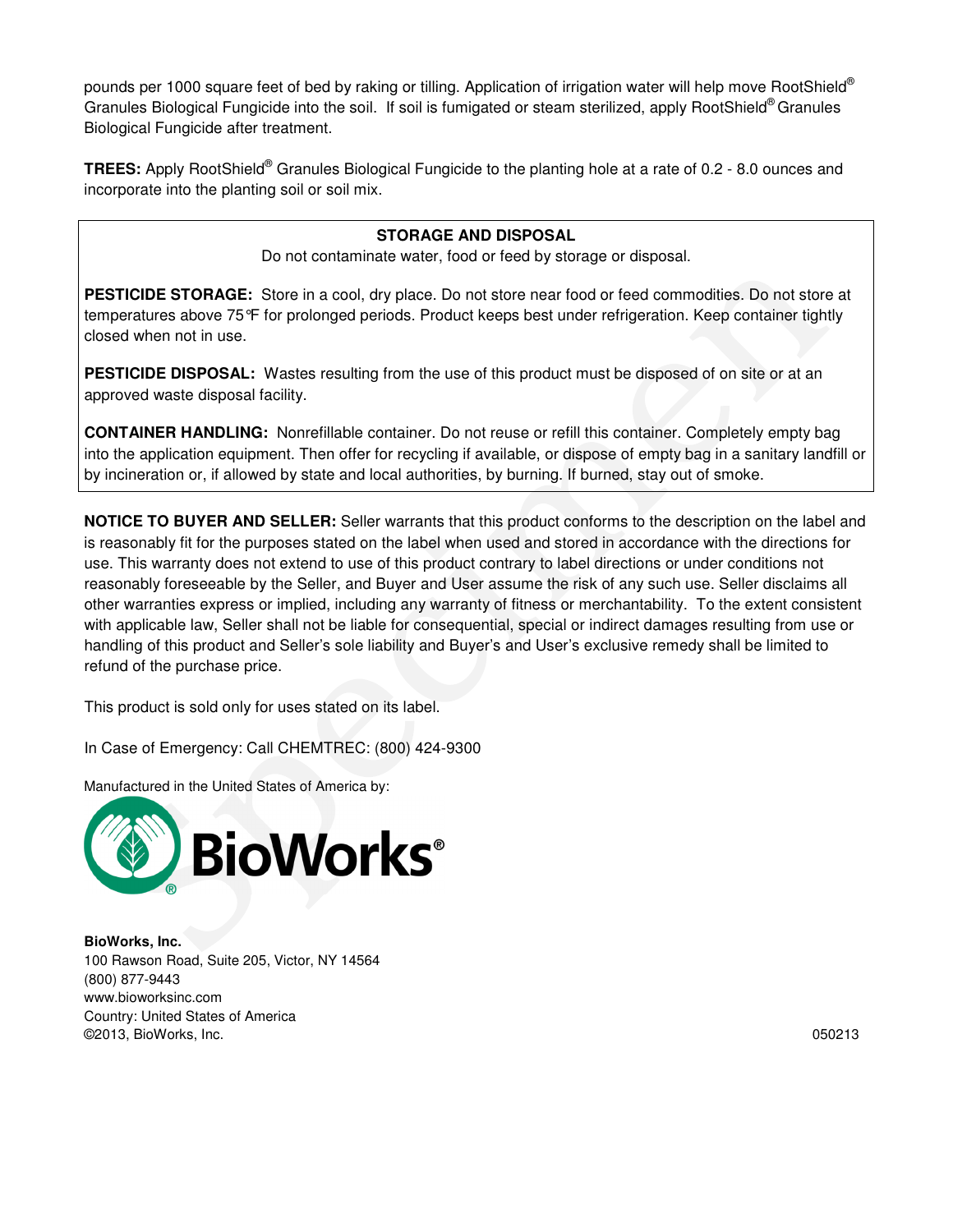pounds per 1000 square feet of bed by raking or tilling. Application of irrigation water will help move RootShield® Granules Biological Fungicide into the soil. If soil is fumigated or steam sterilized, apply RootShield® Granules Biological Fungicide after treatment.

**TREES:** Apply RootShield® Granules Biological Fungicide to the planting hole at a rate of 0.2 - 8.0 ounces and incorporate into the planting soil or soil mix.

**STORAGE AND DISPOSAL**

Do not contaminate water, food or feed by storage or disposal.

**PESTICIDE STORAGE:** Store in a cool, dry place. Do not store near food or feed commodities. Do not store at temperatures above 75°F for prolonged periods. Product keeps best under refrigeration. Keep container tightly closed when not in use.

**PESTICIDE DISPOSAL:** Wastes resulting from the use of this product must be disposed of on site or at an approved waste disposal facility.

**CONTAINER HANDLING:** Nonrefillable container. Do not reuse or refill this container. Completely empty bag into the application equipment. Then offer for recycling if available, or dispose of empty bag in a sanitary landfill or by incineration or, if allowed by state and local authorities, by burning. If burned, stay out of smoke.

**NOTICE TO BUYER AND SELLER:** Seller warrants that this product conforms to the description on the label and is reasonably fit for the purposes stated on the label when used and stored in accordance with the directions for use. This warranty does not extend to use of this product contrary to label directions or under conditions not reasonably foreseeable by the Seller, and Buyer and User assume the risk of any such use. Seller disclaims all other warranties express or implied, including any warranty of fitness or merchantability. To the extent consistent with applicable law, Seller shall not be liable for consequential, special or indirect damages resulting from use or handling of this product and Seller's sole liability and Buyer's and User's exclusive remedy shall be limited to refund of the purchase price.

This product is sold only for uses stated on its label.

In Case of Emergency: Call CHEMTREC: (800) 424-9300

Manufactured in the United States of America by:

BioWorks®

**BioWorks, Inc.**
100 Rawson Road, Suite 205, Victor, NY 14564
(800) 877-9443
www.bioworksinc.com
Country: United States of America
©2013, BioWorks, Inc.

050213